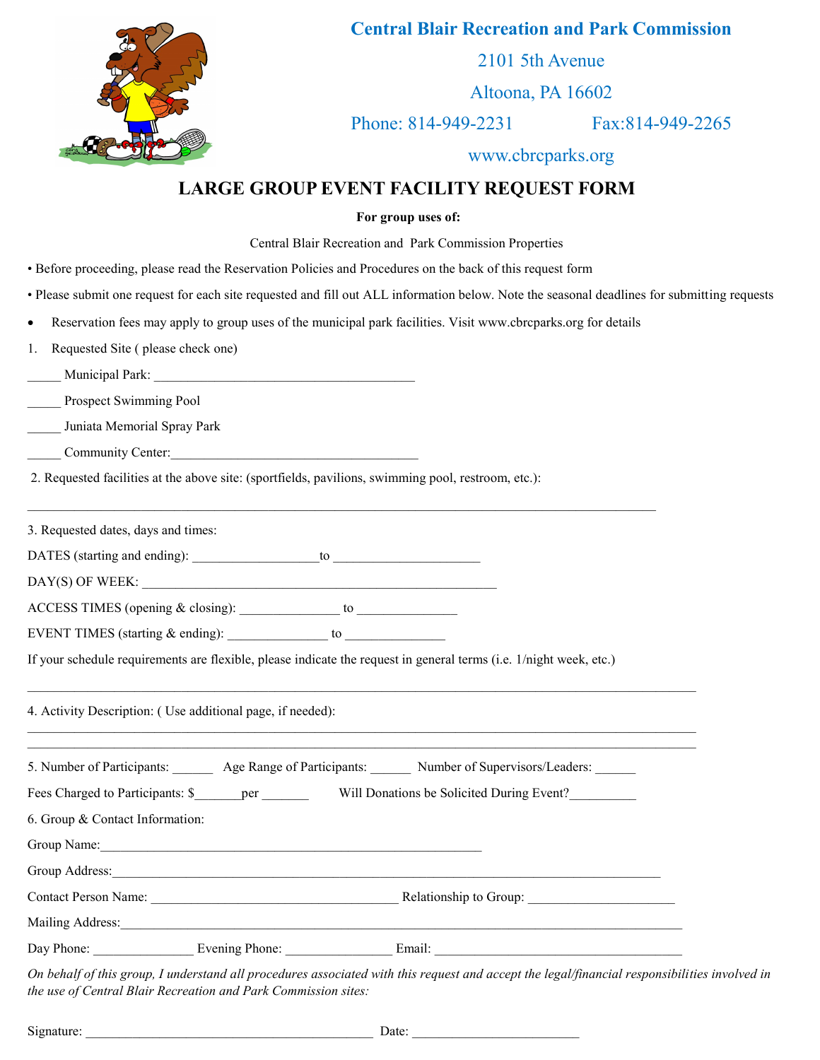# Central Blair Recreation and Park Commission

2101 5th Avenue

Altoona, PA 16602

Phone: 814-949-2231 Fax:814-949-2265

www.cbrcparks.org

## LARGE GROUP EVENT FACILITY REQUEST FORM

**For group uses of:**

Central Blair Recreation and Park Commission Properties

- Before proceeding, please read the Reservation Policies and Procedures on the back of this request form
- Please submit one request for each site requested and fill out ALL information below. Note the seasonal deadlines for submitting requests
- Reservation fees may apply to group uses of the municipal park facilities. Visit www.cbrcparks.org for details

1. Requested Site ( please check one)

_____ Municipal Park: _______________________________________

_____ Prospect Swimming Pool

_____ Juniata Memorial Spray Park

_____ Community Center:______________________________________

2. Requested facilities at the above site: (sportfields, pavilions, swimming pool, restroom, etc.):

_____________________________________________________________________________________________

3. Requested dates, days and times:

DATES (starting and ending): ___________________to ______________________

DAY(S) OF WEEK: _____________________________________________________

ACCESS TIMES (opening & closing): _______________ to _______________

EVENT TIMES (starting & ending): _______________ to _______________

If your schedule requirements are flexible, please indicate the request in general terms (i.e. 1/night week, etc.)

_____________________________________________________________________________________________

4. Activity Description: ( Use additional page, if needed):

_____________________________________________________________________________________________
_____________________________________________________________________________________________

5. Number of Participants: ______ Age Range of Participants: ______ Number of Supervisors/Leaders: ______

Fees Charged to Participants: $_______per _______ Will Donations be Solicited During Event?__________

6. Group & Contact Information:

Group Name:____________________________________________________________

Group Address:_______________________________________________________________________________

Contact Person Name: ______________________________________ Relationship to Group: ______________________

Mailing Address:______________________________________________________________________________

Day Phone: _______________ Evening Phone: ________________ Email: ____________________________________

*On behalf of this group, I understand all procedures associated with this request and accept the legal/financial responsibilities involved in the use of Central Blair Recreation and Park Commission sites:*

Signature: ___________________________________________ Date: _________________________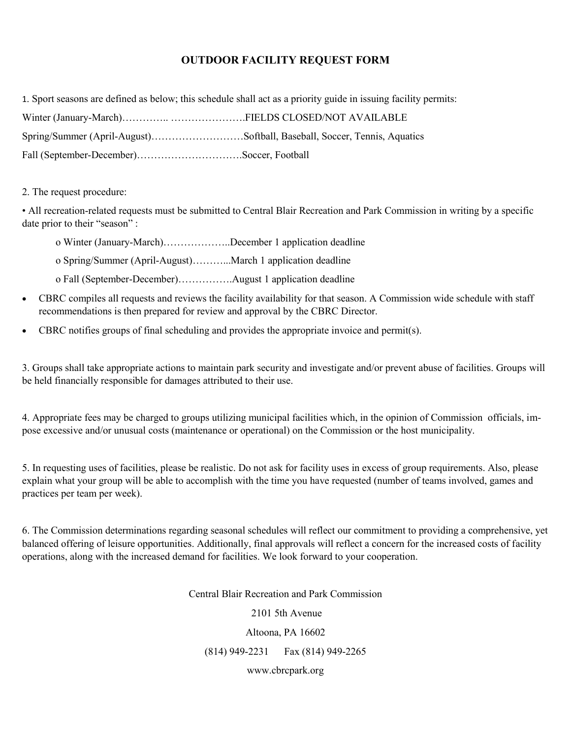# OUTDOOR FACILITY REQUEST FORM

1. Sport seasons are defined as below; this schedule shall act as a priority guide in issuing facility permits:

Winter (January-March)………….. ………………….FIELDS CLOSED/NOT AVAILABLE

Spring/Summer (April-August)………………………Softball, Baseball, Soccer, Tennis, Aquatics

Fall (September-December)………………………….Soccer, Football

2. The request procedure:

• All recreation-related requests must be submitted to Central Blair Recreation and Park Commission in writing by a specific date prior to their "season" :

   o Winter (January-March)………………..December 1 application deadline

   o Spring/Summer (April-August)………...March 1 application deadline

   o Fall (September-December)…………….August 1 application deadline

- CBRC compiles all requests and reviews the facility availability for that season. A Commission wide schedule with staff recommendations is then prepared for review and approval by the CBRC Director.
- CBRC notifies groups of final scheduling and provides the appropriate invoice and permit(s).

3. Groups shall take appropriate actions to maintain park security and investigate and/or prevent abuse of facilities. Groups will be held financially responsible for damages attributed to their use.

4. Appropriate fees may be charged to groups utilizing municipal facilities which, in the opinion of Commission officials, impose excessive and/or unusual costs (maintenance or operational) on the Commission or the host municipality.

5. In requesting uses of facilities, please be realistic. Do not ask for facility uses in excess of group requirements. Also, please explain what your group will be able to accomplish with the time you have requested (number of teams involved, games and practices per team per week).

6. The Commission determinations regarding seasonal schedules will reflect our commitment to providing a comprehensive, yet balanced offering of leisure opportunities. Additionally, final approvals will reflect a concern for the increased costs of facility operations, along with the increased demand for facilities. We look forward to your cooperation.

Central Blair Recreation and Park Commission

2101 5th Avenue

Altoona, PA 16602

(814) 949-2231    Fax (814) 949-2265

www.cbrcpark.org